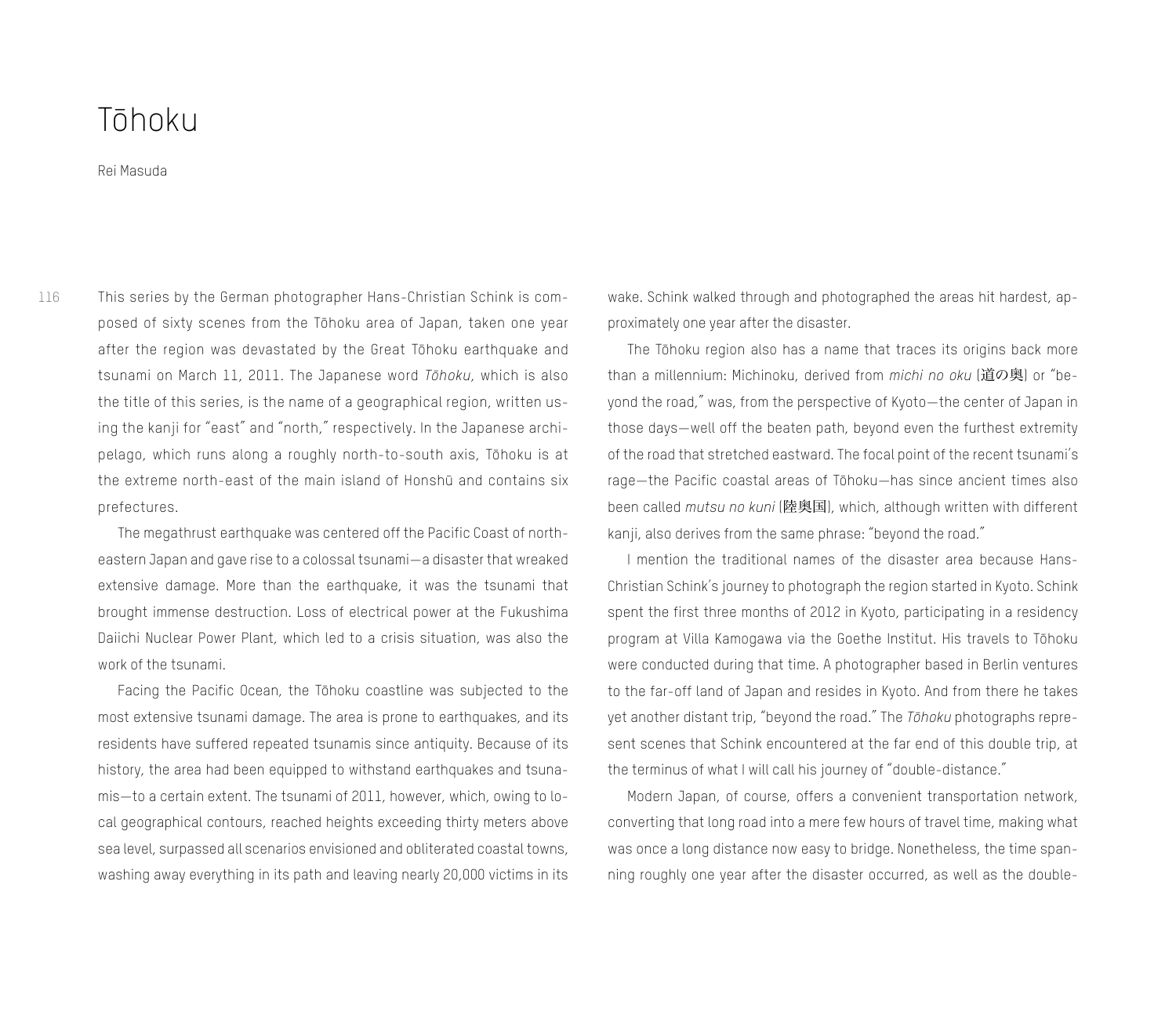# Tōhoku

Rei Masuda

This series by the German photographer Hans-Christian Schink is composed of sixty scenes from the Tōhoku area of Japan, taken one year after the region was devastated by the Great Tōhoku earthquake and tsunami on March 11, 2011. The Japanese word *Tōhoku*, which is also the title of this series, is the name of a geographical region, written using the kanji for "east" and "north," respectively. In the Japanese archipelago, which runs along a roughly north-to-south axis, Tōhoku is at the extreme north-east of the main island of Honshū and contains six prefectures.

The megathrust earthquake was centered off the Pacific Coast of northeastern Japan and gave rise to a colossal tsunami—a disaster that wreaked extensive damage. More than the earthquake, it was the tsunami that brought immense destruction. Loss of electrical power at the Fukushima Daiichi Nuclear Power Plant, which led to a crisis situation, was also the work of the tsunami.

Facing the Pacific Ocean, the Tōhoku coastline was subjected to the most extensive tsunami damage. The area is prone to earthquakes, and its residents have suffered repeated tsunamis since antiquity. Because of its history, the area had been equipped to withstand earthquakes and tsunamis—to a certain extent. The tsunami of 2011, however, which, owing to local geographical contours, reached heights exceeding thirty meters above sea level, surpassed all scenarios envisioned and obliterated coastal towns, washing away everything in its path and leaving nearly 20,000 victims in its wake. Schink walked through and photographed the areas hit hardest, approximately one year after the disaster.

The Tōhoku region also has a name that traces its origins back more than a millennium: Michinoku, derived from *michi no oku* [道の奥] or "beyond the road," was, from the perspective of Kyoto—the center of Japan in those days—well off the beaten path, beyond even the furthest extremity of the road that stretched eastward. The focal point of the recent tsunami's rage—the Pacific coastal areas of Tōhoku—has since ancient times also been called *mutsu no kuni* [陸奥国], which, although written with different kanji, also derives from the same phrase: "beyond the road."

I mention the traditional names of the disaster area because Hans-Christian Schink's journey to photograph the region started in Kyoto. Schink spent the first three months of 2012 in Kyoto, participating in a residency program at Villa Kamogawa via the Goethe Institut. His travels to Tōhoku were conducted during that time. A photographer based in Berlin ventures to the far-off land of Japan and resides in Kyoto. And from there he takes yet another distant trip, "beyond the road." The *Tōhoku* photographs represent scenes that Schink encountered at the far end of this double trip, at the terminus of what I will call his journey of "double-distance."

Modern Japan, of course, offers a convenient transportation network, converting that long road into a mere few hours of travel time, making what was once a long distance now easy to bridge. Nonetheless, the time spanning roughly one year after the disaster occurred, as well as the double-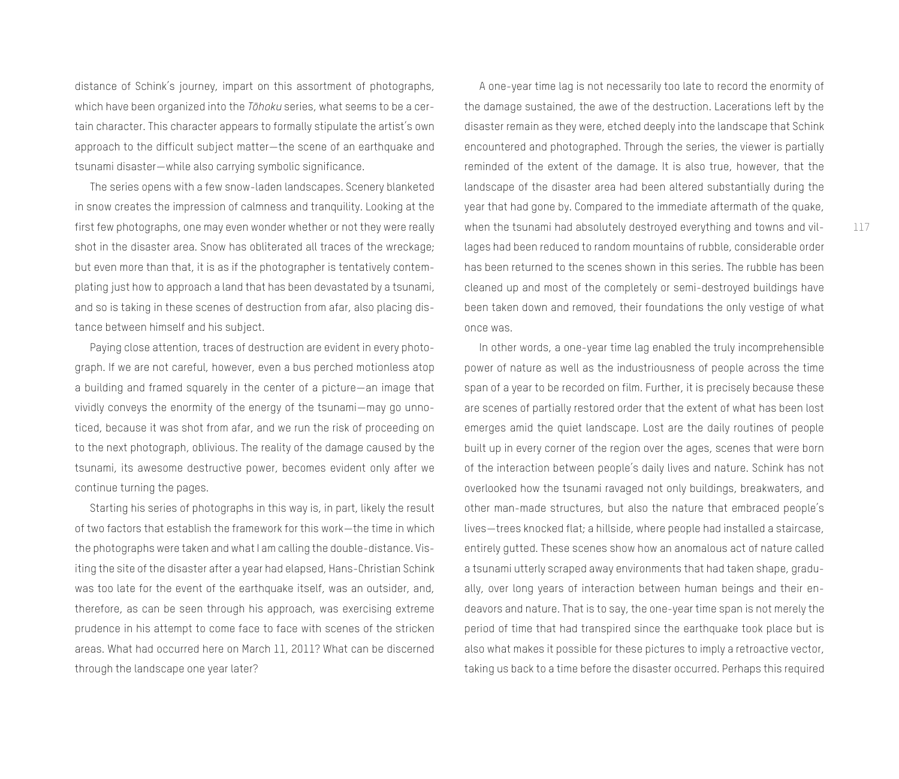distance of Schink's journey, impart on this assortment of photographs, which have been organized into the *Tōhoku* series, what seems to be a certain character. This character appears to formally stipulate the artist's own approach to the difficult subject matter—the scene of an earthquake and tsunami disaster—while also carrying symbolic significance.

The series opens with a few snow-laden landscapes. Scenery blanketed in snow creates the impression of calmness and tranquility. Looking at the first few photographs, one may even wonder whether or not they were really shot in the disaster area. Snow has obliterated all traces of the wreckage; but even more than that, it is as if the photographer is tentatively contemplating just how to approach a land that has been devastated by a tsunami, and so is taking in these scenes of destruction from afar, also placing distance between himself and his subject.

Paying close attention, traces of destruction are evident in every photograph. If we are not careful, however, even a bus perched motionless atop a building and framed squarely in the center of a picture—an image that vividly conveys the enormity of the energy of the tsunami—may go unnoticed, because it was shot from afar, and we run the risk of proceeding on to the next photograph, oblivious. The reality of the damage caused by the tsunami, its awesome destructive power, becomes evident only after we continue turning the pages.

Starting his series of photographs in this way is, in part, likely the result of two factors that establish the framework for this work—the time in which the photographs were taken and what I am calling the double-distance. Visiting the site of the disaster after a year had elapsed, Hans-Christian Schink was too late for the event of the earthquake itself, was an outsider, and, therefore, as can be seen through his approach, was exercising extreme prudence in his attempt to come face to face with scenes of the stricken areas. What had occurred here on March 11, 2011? What can be discerned through the landscape one year later?

A one-year time lag is not necessarily too late to record the enormity of the damage sustained, the awe of the destruction. Lacerations left by the disaster remain as they were, etched deeply into the landscape that Schink encountered and photographed. Through the series, the viewer is partially reminded of the extent of the damage. It is also true, however, that the landscape of the disaster area had been altered substantially during the year that had gone by. Compared to the immediate aftermath of the quake, when the tsunami had absolutely destroyed everything and towns and villages had been reduced to random mountains of rubble, considerable order has been returned to the scenes shown in this series. The rubble has been cleaned up and most of the completely or semi-destroyed buildings have been taken down and removed, their foundations the only vestige of what once was.

In other words, a one-year time lag enabled the truly incomprehensible power of nature as well as the industriousness of people across the time span of a year to be recorded on film. Further, it is precisely because these are scenes of partially restored order that the extent of what has been lost emerges amid the quiet landscape. Lost are the daily routines of people built up in every corner of the region over the ages, scenes that were born of the interaction between people's daily lives and nature. Schink has not overlooked how the tsunami ravaged not only buildings, breakwaters, and other man-made structures, but also the nature that embraced people's lives—trees knocked flat; a hillside, where people had installed a staircase, entirely gutted. These scenes show how an anomalous act of nature called a tsunami utterly scraped away environments that had taken shape, gradually, over long years of interaction between human beings and their endeavors and nature. That is to say, the one-year time span is not merely the period of time that had transpired since the earthquake took place but is also what makes it possible for these pictures to imply a retroactive vector, taking us back to a time before the disaster occurred. Perhaps this required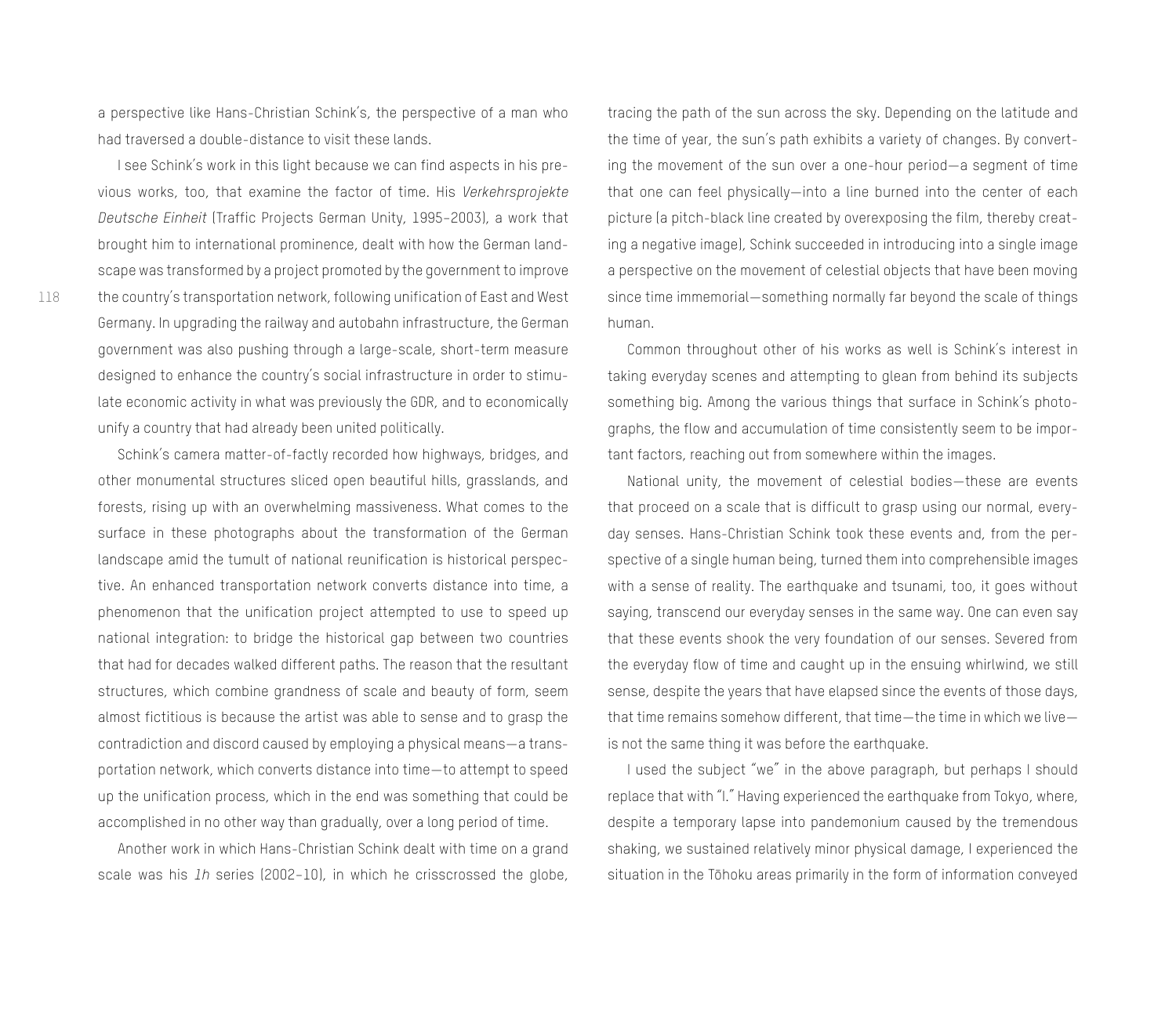a perspective like Hans-Christian Schink's, the perspective of a man who had traversed a double-distance to visit these lands.

I see Schink's work in this light because we can find aspects in his previous works, too, that examine the factor of time. His *Verkehrsprojekte Deutsche Einheit* (Traffic Projects German Unity, 1995–2003), a work that brought him to international prominence, dealt with how the German landscape was transformed by a project promoted by the government to improve the country's transportation network, following unification of East and West Germany. In upgrading the railway and autobahn infrastructure, the German government was also pushing through a large-scale, short-term measure designed to enhance the country's social infrastructure in order to stimulate economic activity in what was previously the GDR, and to economically unify a country that had already been united politically.

Schink's camera matter-of-factly recorded how highways, bridges, and other monumental structures sliced open beautiful hills, grasslands, and forests, rising up with an overwhelming massiveness. What comes to the surface in these photographs about the transformation of the German landscape amid the tumult of national reunification is historical perspective. An enhanced transportation network converts distance into time, a phenomenon that the unification project attempted to use to speed up national integration: to bridge the historical gap between two countries that had for decades walked different paths. The reason that the resultant structures, which combine grandness of scale and beauty of form, seem almost fictitious is because the artist was able to sense and to grasp the contradiction and discord caused by employing a physical means—a transportation network, which converts distance into time—to attempt to speed up the unification process, which in the end was something that could be accomplished in no other way than gradually, over a long period of time.

Another work in which Hans-Christian Schink dealt with time on a grand scale was his *1h* series (2002–10), in which he crisscrossed the globe, tracing the path of the sun across the sky. Depending on the latitude and the time of year, the sun's path exhibits a variety of changes. By converting the movement of the sun over a one-hour period—a segment of time that one can feel physically—into a line burned into the center of each picture (a pitch-black line created by overexposing the film, thereby creating a negative image), Schink succeeded in introducing into a single image a perspective on the movement of celestial objects that have been moving since time immemorial—something normally far beyond the scale of things human.

Common throughout other of his works as well is Schink's interest in taking everyday scenes and attempting to glean from behind its subjects something big. Among the various things that surface in Schink's photographs, the flow and accumulation of time consistently seem to be important factors, reaching out from somewhere within the images.

National unity, the movement of celestial bodies—these are events that proceed on a scale that is difficult to grasp using our normal, everyday senses. Hans-Christian Schink took these events and, from the perspective of a single human being, turned them into comprehensible images with a sense of reality. The earthquake and tsunami, too, it goes without saying, transcend our everyday senses in the same way. One can even say that these events shook the very foundation of our senses. Severed from the everyday flow of time and caught up in the ensuing whirlwind, we still sense, despite the years that have elapsed since the events of those days, that time remains somehow different, that time—the time in which we live—is not the same thing it was before the earthquake.

I used the subject "we" in the above paragraph, but perhaps I should replace that with "I." Having experienced the earthquake from Tokyo, where, despite a temporary lapse into pandemonium caused by the tremendous shaking, we sustained relatively minor physical damage, I experienced the situation in the Tōhoku areas primarily in the form of information conveyed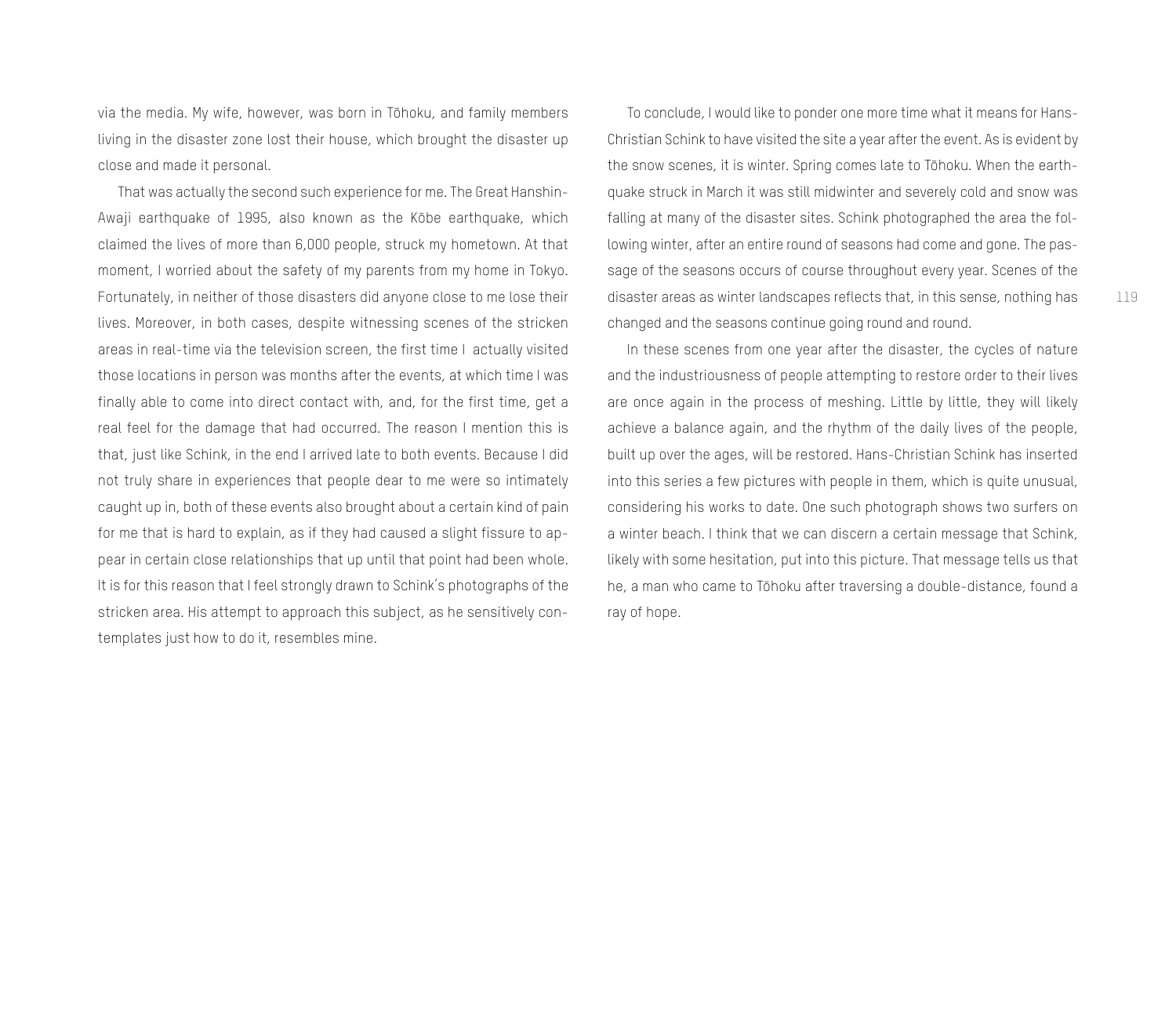via the media. My wife, however, was born in Tōhoku, and family members living in the disaster zone lost their house, which brought the disaster up close and made it personal.

That was actually the second such experience for me. The Great Hanshin-Awaji earthquake of 1995, also known as the Kōbe earthquake, which claimed the lives of more than 6,000 people, struck my hometown. At that moment, I worried about the safety of my parents from my home in Tokyo. Fortunately, in neither of those disasters did anyone close to me lose their lives. Moreover, in both cases, despite witnessing scenes of the stricken areas in real-time via the television screen, the first time I actually visited those locations in person was months after the events, at which time I was finally able to come into direct contact with, and, for the first time, get a real feel for the damage that had occurred. The reason I mention this is that, just like Schink, in the end I arrived late to both events. Because I did not truly share in experiences that people dear to me were so intimately caught up in, both of these events also brought about a certain kind of pain for me that is hard to explain, as if they had caused a slight fissure to appear in certain close relationships that up until that point had been whole. It is for this reason that I feel strongly drawn to Schink's photographs of the stricken area. His attempt to approach this subject, as he sensitively contemplates just how to do it, resembles mine.

To conclude, I would like to ponder one more time what it means for Hans-Christian Schink to have visited the site a year after the event. As is evident by the snow scenes, it is winter. Spring comes late to Tōhoku. When the earthquake struck in March it was still midwinter and severely cold and snow was falling at many of the disaster sites. Schink photographed the area the following winter, after an entire round of seasons had come and gone. The passage of the seasons occurs of course throughout every year. Scenes of the disaster areas as winter landscapes reflects that, in this sense, nothing has changed and the seasons continue going round and round.

In these scenes from one year after the disaster, the cycles of nature and the industriousness of people attempting to restore order to their lives are once again in the process of meshing. Little by little, they will likely achieve a balance again, and the rhythm of the daily lives of the people, built up over the ages, will be restored. Hans-Christian Schink has inserted into this series a few pictures with people in them, which is quite unusual, considering his works to date. One such photograph shows two surfers on a winter beach. I think that we can discern a certain message that Schink, likely with some hesitation, put into this picture. That message tells us that he, a man who came to Tōhoku after traversing a double-distance, found a ray of hope.